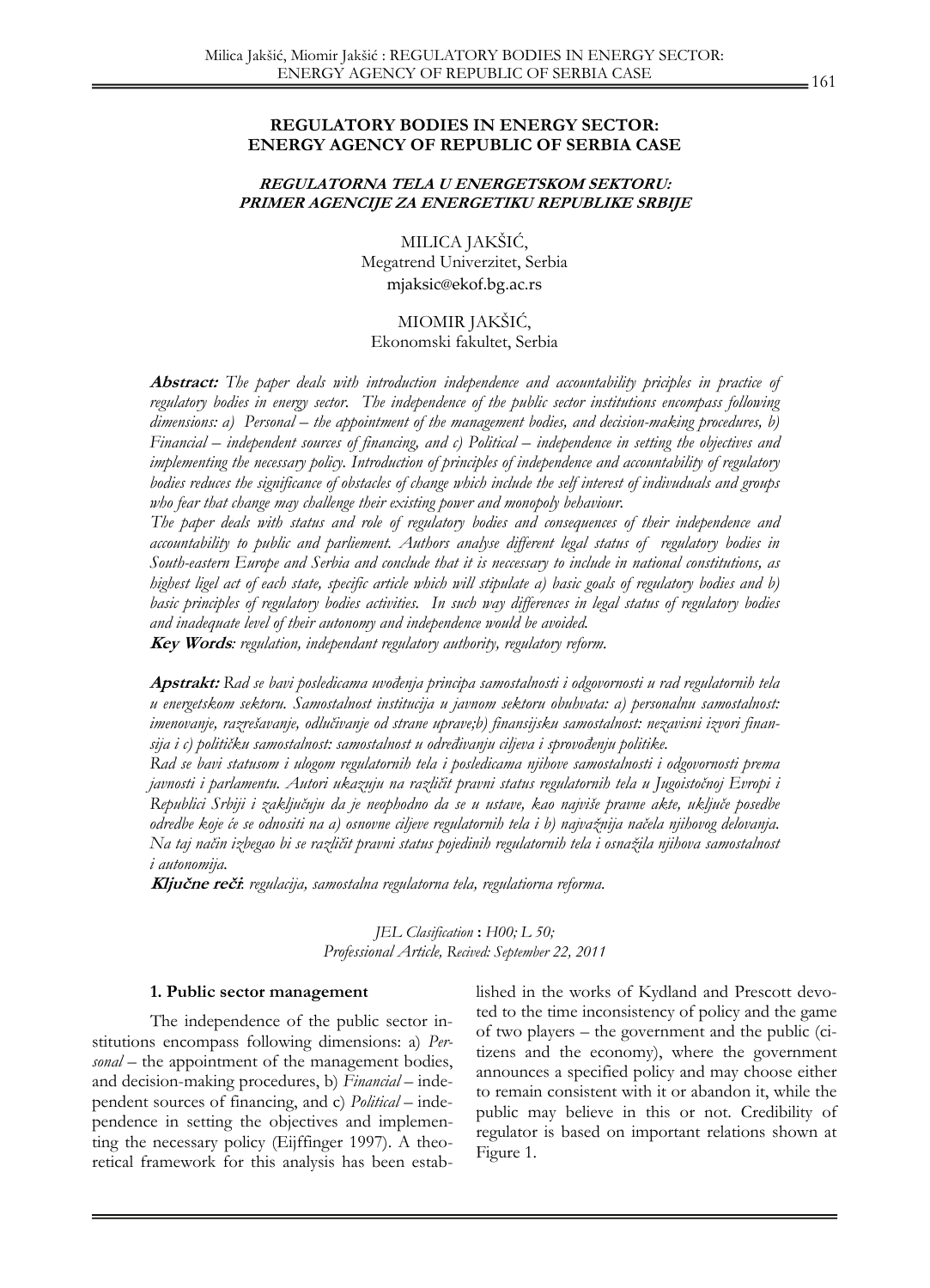# REGULATORY BODIES IN ENERGY SECTOR: ENERGY AGENCY OF REPUBLIC OF SERBIA CASE

## *REGULATORNA TELA U ENERGETSKOM SEKTORU: PRIMER AGENCIJE ZA ENERGETIKU REPUBLIKE SRBIJE*

MILICA JAKŠIĆ,
Megatrend Univerzitet, Serbia
mjaksic@ekof.bg.ac.rs

MIOMIR JAKŠIĆ,
Ekonomski fakultet, Serbia

**Abstract:** *The paper deals with introduction independence and accountability priciples in practice of regulatory bodies in energy sector. The independence of the public sector institutions encompass following dimensions: a) Personal – the appointment of the management bodies, and decision-making procedures, b) Financial – independent sources of financing, and c) Political – independence in setting the objectives and implementing the necessary policy. Introduction of principles of independence and accountability of regulatory bodies reduces the significance of obstacles of change which include the self interest of indivuduals and groups who fear that change may challenge their existing power and monopoly behaviour.*

*The paper deals with status and role of regulatory bodies and consequences of their independence and accountability to public and parliement. Authors analyse different legal status of regulatory bodies in South-eastern Europe and Serbia and conclude that it is neccessary to include in national constitutions, as highest ligel act of each state, specific article which will stipulate a) basic goals of regulatory bodies and b) basic principles of regulatory bodies activities. In such way differences in legal status of regulatory bodies and inadequate level of their autonomy and independence would be avoided.*

**Key Words**: *regulation, independant regulatory authority, regulatory reform.*

**Apstrakt:** *Rad se bavi posledicama uvođenja principa samostalnosti i odgovornosti u rad regulatornih tela u energetskom sektoru. Samostalnost institucija u javnom sektoru obuhvata: a) personalnu samostalnost: imenovanje, razrešavanje, odlučivanje od strane uprave;b) finansijsku samostalnost: nezavisni izvori finansija i c) političku samostalnost: samostalnost u određivanju ciljeva i sprovođenju politike.*

*Rad se bavi statusom i ulogom regulatornih tela i posledicama njihove samostalnosti i odgovornosti prema javnosti i parlamentu. Autori ukazuju na različit pravni status regulatornih tela u Jugoistočnoj Evropi i Republici Srbiji i zaključuju da je neophodno da se u ustave, kao najviše pravne akte, uključe posebne odredbe koje će se odnositi na a) osnovne ciljeve regulatornih tela i b) najvažnija načela njihovog delovanja. Na taj način izbegao bi se različit pravni status pojedinih regulatornih tela i osnažila njihova samostalnost i autonomija.*

**Ključne reči**: *regulacija, samostalna regulatorna tela, regulatiorna reforma.*

*JEL Clasification* : *H00; L 50;*
*Professional Article, Recived: September 22, 2011*

### 1. Public sector management

The independence of the public sector institutions encompass following dimensions: a) *Personal* – the appointment of the management bodies, and decision-making procedures, b) *Financial* – independent sources of financing, and c) *Political* – independence in setting the objectives and implementing the necessary policy (Eijffinger 1997). A theoretical framework for this analysis has been established in the works of Kydland and Prescott devoted to the time inconsistency of policy and the game of two players – the government and the public (citizens and the economy), where the government announces a specified policy and may choose either to remain consistent with it or abandon it, while the public may believe in this or not. Credibility of regulator is based on important relations shown at Figure 1.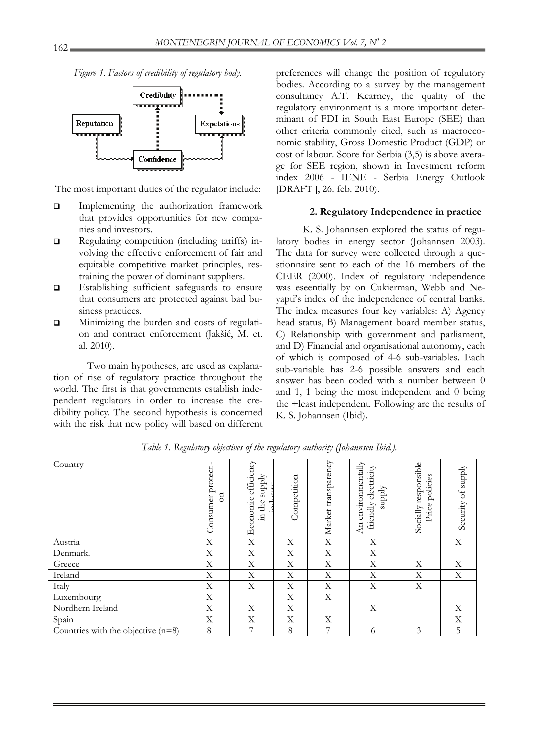*Figure 1. Factors of credibility of regulatory body.*

The most important duties of the regulator include:

- Implementing the authorization framework that provides opportunities for new companies and investors.
- Regulating competition (including tariffs) involving the effective enforcement of fair and equitable competitive market principles, restraining the power of dominant suppliers.
- Establishing sufficient safeguards to ensure that consumers are protected against bad business practices.
- Minimizing the burden and costs of regulation and contract enforcement (Jakšić, M. et. al. 2010).

Two main hypotheses, are used as explanation of rise of regulatory practice throughout the world. The first is that governments establish independent regulators in order to increase the credibility policy. The second hypothesis is concerned with the risk that new policy will based on different preferences will change the position of regulutory bodies. According to a survey by the management consultancy A.T. Kearney, the quality of the regulatory environment is a more important determinant of FDI in South East Europe (SEE) than other criteria commonly cited, such as macroeconomic stability, Gross Domestic Product (GDP) or cost of labour. Score for Serbia (3,5) is above average for SEE region, shown in Investment reform index 2006 - IENE - Serbia Energy Outlook [DRAFT ], 26. feb. 2010).

## 2. Regulatory Independence in practice

K. S. Johannsen explored the status of regulatory bodies in energy sector (Johannsen 2003). The data for survey were collected through a questionnaire sent to each of the 16 members of the CEER (2000). Index of regulatory independence was eseentially by on Cukierman, Webb and Neyapti's index of the independence of central banks. The index measures four key variables: A) Agency head status, B) Management board member status, C) Relationship with government and parliament, and D) Financial and organisational autonomy, each of which is composed of 4-6 sub-variables. Each sub-variable has 2-6 possible answers and each answer has been coded with a number between 0 and 1, 1 being the most independent and 0 being the +least independent. Following are the results of K. S. Johannsen (Ibid).

*Table 1. Regulatory objectives of the regulatory authority (Johannsen Ibid.).*

| Country | Consumer protection | Economic efficiency in the supply industry | Competition | Market transparency | An environmentally friendly electricity supply | Socially responsible Price policies | Security of supply |
|---|---|---|---|---|---|---|---|
| Austria | X | X | X | X | X | | X |
| Denmark. | X | X | X | X | X | | |
| Greece | X | X | X | X | X | X | X |
| Ireland | X | X | X | X | X | X | X |
| Italy | X | X | X | X | X | X | |
| Luxembourg | X | | X | X | | | |
| Nordhern Ireland | X | X | X | | X | | X |
| Spain | X | X | X | X | | | X |
| Countries with the objective (n=8) | 8 | 7 | 8 | 7 | 6 | 3 | 5 |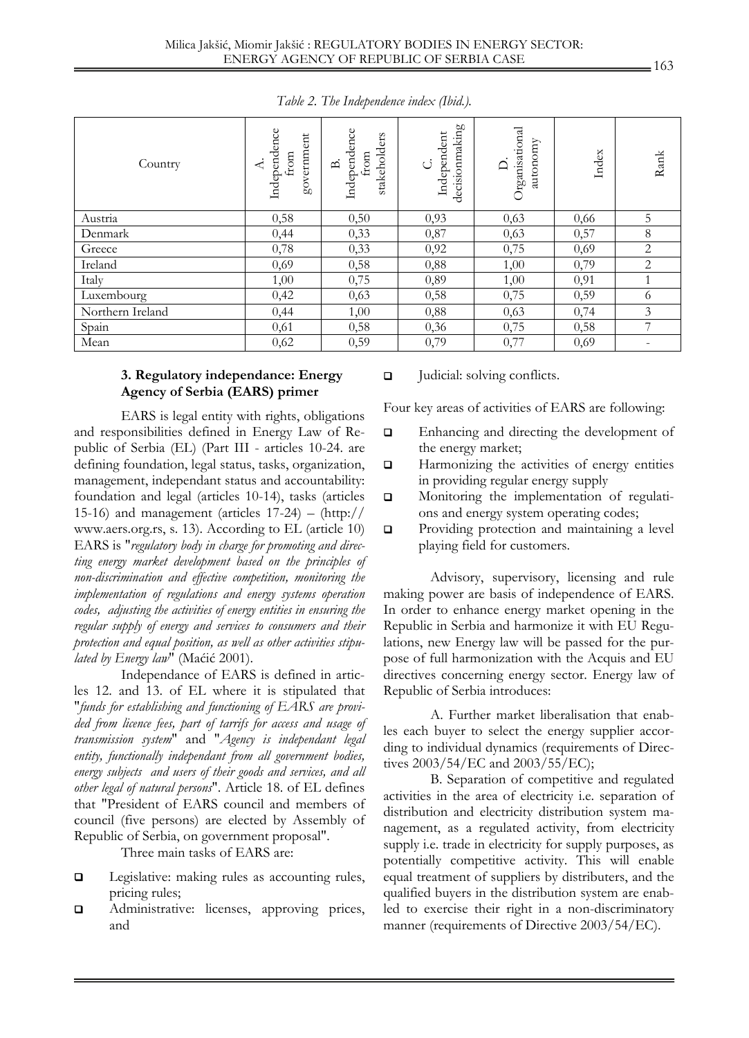*Table 2. The Independence index (Ibid.).*

| Country | A. Independence from government | B. Independence from stakeholders | C. Independent decisionmaking | D. Organisational autonomy | Index | Rank |
|---|---|---|---|---|---|---|
| Austria | 0,58 | 0,50 | 0,93 | 0,63 | 0,66 | 5 |
| Denmark | 0,44 | 0,33 | 0,87 | 0,63 | 0,57 | 8 |
| Greece | 0,78 | 0,33 | 0,92 | 0,75 | 0,69 | 2 |
| Ireland | 0,69 | 0,58 | 0,88 | 1,00 | 0,79 | 2 |
| Italy | 1,00 | 0,75 | 0,89 | 1,00 | 0,91 | 1 |
| Luxembourg | 0,42 | 0,63 | 0,58 | 0,75 | 0,59 | 6 |
| Northern Ireland | 0,44 | 1,00 | 0,88 | 0,63 | 0,74 | 3 |
| Spain | 0,61 | 0,58 | 0,36 | 0,75 | 0,58 | 7 |
| Mean | 0,62 | 0,59 | 0,79 | 0,77 | 0,69 | - |

### 3. Regulatory independance: Energy Agency of Serbia (EARS) primer

EARS is legal entity with rights, obligations and responsibilities defined in Energy Law of Republic of Serbia (EL) (Part III - articles 10-24. are defining foundation, legal status, tasks, organization, management, independant status and accountability: foundation and legal (articles 10-14), tasks (articles 15-16) and management (articles 17-24) – (http://www.aers.org.rs, s. 13). According to EL (article 10) EARS is "*regulatory body in charge for promoting and directing energy market development based on the principles of non-discrimination and effective competition, monitoring the implementation of regulations and energy systems operation codes, adjusting the activities of energy entities in ensuring the regular supply of energy and services to consumers and their protection and equal position, as well as other activities stipulated by Energy law*" (Maćić 2001).

Independance of EARS is defined in articles 12. and 13. of EL where it is stipulated that "*funds for establishing and functioning of EARS are provided from licence fees, part of tarrifs for access and usage of transmission system*" and "*Agency is independant legal entity, functionally independant from all government bodies, energy subjects and users of their goods and services, and all other legal of natural persons*". Article 18. of EL defines that "President of EARS council and members of council (five persons) are elected by Assembly of Republic of Serbia, on government proposal".

Three main tasks of EARS are:

- Legislative: making rules as accounting rules, pricing rules;
- Administrative: licenses, approving prices, and
- Judicial: solving conflicts.

Four key areas of activities of EARS are following:

- Enhancing and directing the development of the energy market;
- Harmonizing the activities of energy entities in providing regular energy supply
- Monitoring the implementation of regulations and energy system operating codes;
- Providing protection and maintaining a level playing field for customers.

Advisory, supervisory, licensing and rule making power are basis of independence of EARS. In order to enhance energy market opening in the Republic in Serbia and harmonize it with EU Regulations, new Energy law will be passed for the purpose of full harmonization with the Acquis and EU directives concerning energy sector. Energy law of Republic of Serbia introduces:

A. Further market liberalisation that enables each buyer to select the energy supplier according to individual dynamics (requirements of Directives 2003/54/EC and 2003/55/EC);

B. Separation of competitive and regulated activities in the area of electricity i.e. separation of distribution and electricity distribution system management, as a regulated activity, from electricity supply i.e. trade in electricity for supply purposes, as potentially competitive activity. This will enable equal treatment of suppliers by distributers, and the qualified buyers in the distribution system are enabled to exercise their right in a non-discriminatory manner (requirements of Directive 2003/54/EC).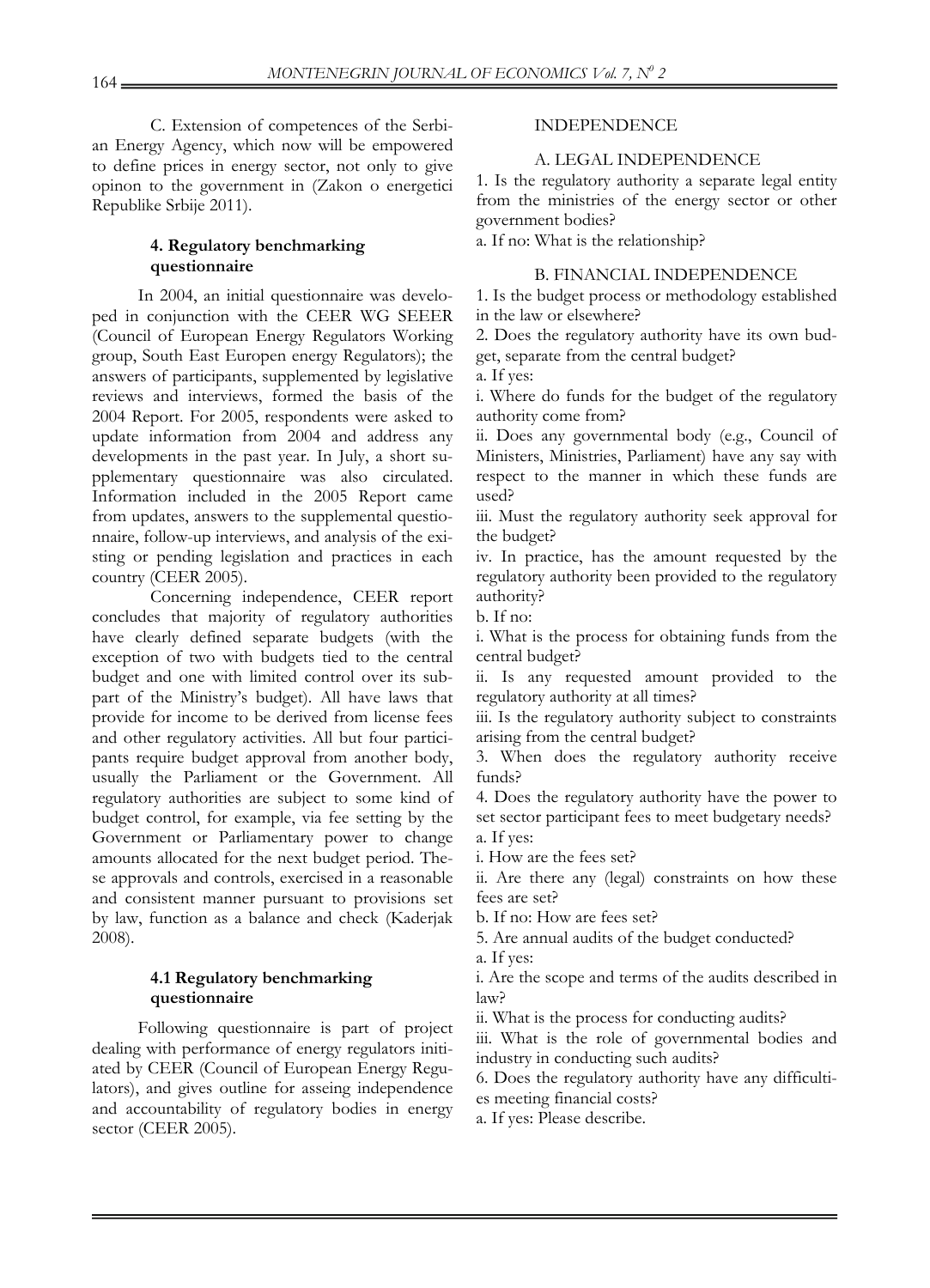C. Extension of competences of the Serbian Energy Agency, which now will be empowered to define prices in energy sector, not only to give opinon to the government in (Zakon o energetici Republike Srbije 2011).

### 4. Regulatory benchmarking questionnaire

In 2004, an initial questionnaire was developed in conjunction with the CEER WG SEEER (Council of European Energy Regulators Working group, South East Europen energy Regulators); the answers of participants, supplemented by legislative reviews and interviews, formed the basis of the 2004 Report. For 2005, respondents were asked to update information from 2004 and address any developments in the past year. In July, a short supplementary questionnaire was also circulated. Information included in the 2005 Report came from updates, answers to the supplemental questionnaire, follow-up interviews, and analysis of the existing or pending legislation and practices in each country (CEER 2005).

Concerning independence, CEER report concludes that majority of regulatory authorities have clearly defined separate budgets (with the exception of two with budgets tied to the central budget and one with limited control over its subpart of the Ministry's budget). All have laws that provide for income to be derived from license fees and other regulatory activities. All but four participants require budget approval from another body, usually the Parliament or the Government. All regulatory authorities are subject to some kind of budget control, for example, via fee setting by the Government or Parliamentary power to change amounts allocated for the next budget period. These approvals and controls, exercised in a reasonable and consistent manner pursuant to provisions set by law, function as a balance and check (Kaderjak 2008).

### 4.1 Regulatory benchmarking questionnaire

Following questionnaire is part of project dealing with performance of energy regulators initiated by CEER (Council of European Energy Regulators), and gives outline for asseing independence and accountability of regulatory bodies in energy sector (CEER 2005).

INDEPENDENCE

A. LEGAL INDEPENDENCE

1. Is the regulatory authority a separate legal entity from the ministries of the energy sector or other government bodies?

a. If no: What is the relationship?

B. FINANCIAL INDEPENDENCE

1. Is the budget process or methodology established in the law or elsewhere?

2. Does the regulatory authority have its own budget, separate from the central budget?

a. If yes:

i. Where do funds for the budget of the regulatory authority come from?

ii. Does any governmental body (e.g., Council of Ministers, Ministries, Parliament) have any say with respect to the manner in which these funds are used?

iii. Must the regulatory authority seek approval for the budget?

iv. In practice, has the amount requested by the regulatory authority been provided to the regulatory authority?

b. If no:

i. What is the process for obtaining funds from the central budget?

ii. Is any requested amount provided to the regulatory authority at all times?

iii. Is the regulatory authority subject to constraints arising from the central budget?

3. When does the regulatory authority receive funds?

4. Does the regulatory authority have the power to set sector participant fees to meet budgetary needs?

a. If yes:

i. How are the fees set?

ii. Are there any (legal) constraints on how these fees are set?

b. If no: How are fees set?

5. Are annual audits of the budget conducted?

a. If yes:

i. Are the scope and terms of the audits described in law?

ii. What is the process for conducting audits?

iii. What is the role of governmental bodies and industry in conducting such audits?

6. Does the regulatory authority have any difficulties meeting financial costs?

a. If yes: Please describe.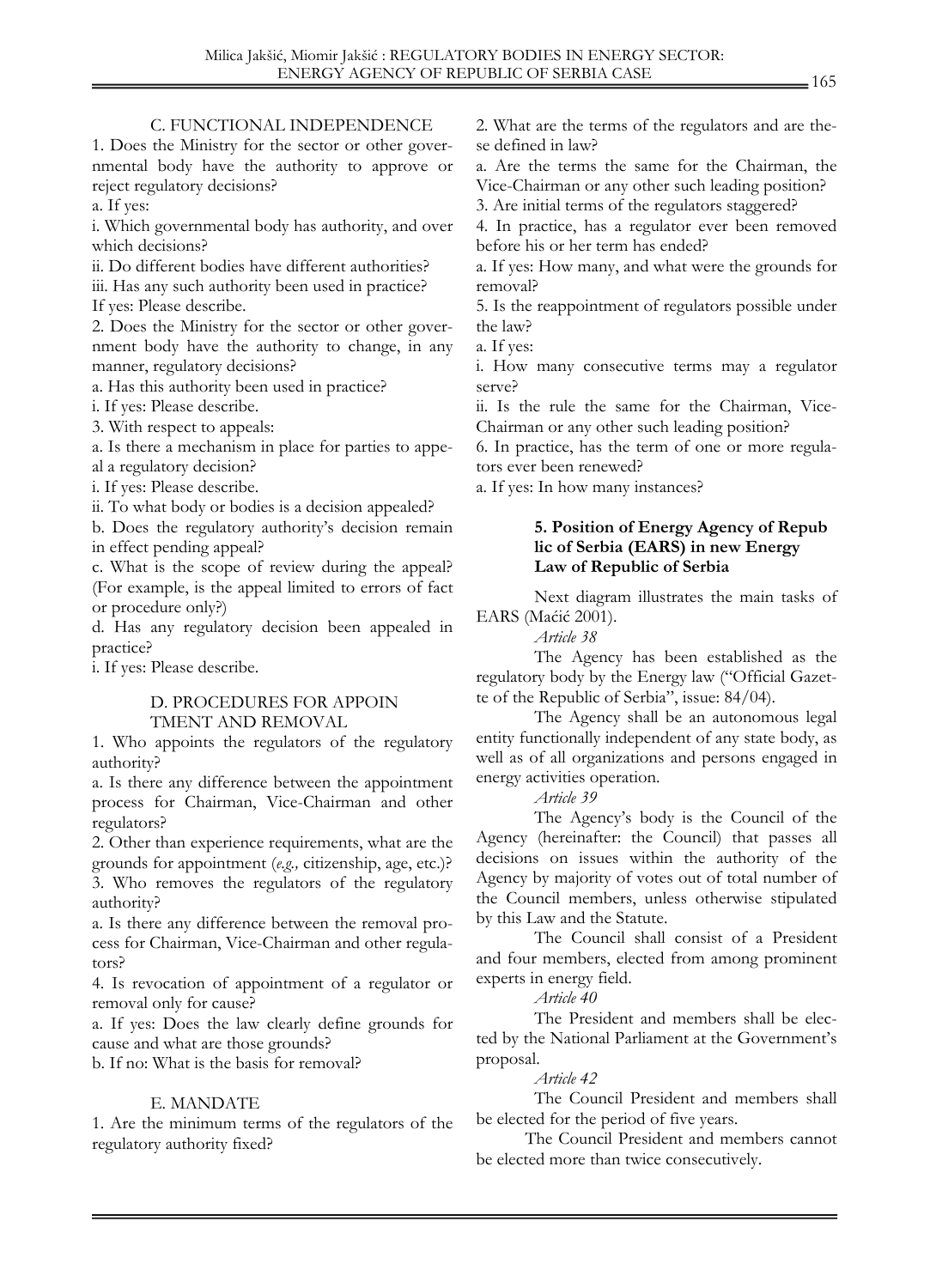### C. FUNCTIONAL INDEPENDENCE

1. Does the Ministry for the sector or other governmental body have the authority to approve or reject regulatory decisions?

a. If yes:

i. Which governmental body has authority, and over which decisions?

ii. Do different bodies have different authorities?

iii. Has any such authority been used in practice? If yes: Please describe.

2. Does the Ministry for the sector or other government body have the authority to change, in any manner, regulatory decisions?

a. Has this authority been used in practice?

i. If yes: Please describe.

3. With respect to appeals:

a. Is there a mechanism in place for parties to appeal a regulatory decision?

i. If yes: Please describe.

ii. To what body or bodies is a decision appealed?

b. Does the regulatory authority's decision remain in effect pending appeal?

c. What is the scope of review during the appeal? (For example, is the appeal limited to errors of fact or procedure only?)

d. Has any regulatory decision been appealed in practice?

i. If yes: Please describe.

### D. PROCEDURES FOR APPOINTMENT AND REMOVAL

1. Who appoints the regulators of the regulatory authority?

a. Is there any difference between the appointment process for Chairman, Vice-Chairman and other regulators?

2. Other than experience requirements, what are the grounds for appointment (*e.g.,* citizenship, age, etc.)?

3. Who removes the regulators of the regulatory authority?

a. Is there any difference between the removal process for Chairman, Vice-Chairman and other regulators?

4. Is revocation of appointment of a regulator or removal only for cause?

a. If yes: Does the law clearly define grounds for cause and what are those grounds?

b. If no: What is the basis for removal?

### E. MANDATE

1. Are the minimum terms of the regulators of the regulatory authority fixed?

2. What are the terms of the regulators and are these defined in law?

a. Are the terms the same for the Chairman, the Vice-Chairman or any other such leading position?

3. Are initial terms of the regulators staggered?

4. In practice, has a regulator ever been removed before his or her term has ended?

a. If yes: How many, and what were the grounds for removal?

5. Is the reappointment of regulators possible under the law?

a. If yes:

i. How many consecutive terms may a regulator serve?

ii. Is the rule the same for the Chairman, Vice-Chairman or any other such leading position?

6. In practice, has the term of one or more regulators ever been renewed?

a. If yes: In how many instances?

## 5. Position of Energy Agency of Republic of Serbia (EARS) in new Energy Law of Republic of Serbia

Next diagram illustrates the main tasks of EARS (Maćić 2001).

*Article 38*

The Agency has been established as the regulatory body by the Energy law ("Official Gazette of the Republic of Serbia", issue: 84/04).

The Agency shall be an autonomous legal entity functionally independent of any state body, as well as of all organizations and persons engaged in energy activities operation.

*Article 39*

The Agency's body is the Council of the Agency (hereinafter: the Council) that passes all decisions on issues within the authority of the Agency by majority of votes out of total number of the Council members, unless otherwise stipulated by this Law and the Statute.

The Council shall consist of a President and four members, elected from among prominent experts in energy field.

*Article 40*

The President and members shall be elected by the National Parliament at the Government's proposal.

*Article 42*

The Council President and members shall be elected for the period of five years.

The Council President and members cannot be elected more than twice consecutively.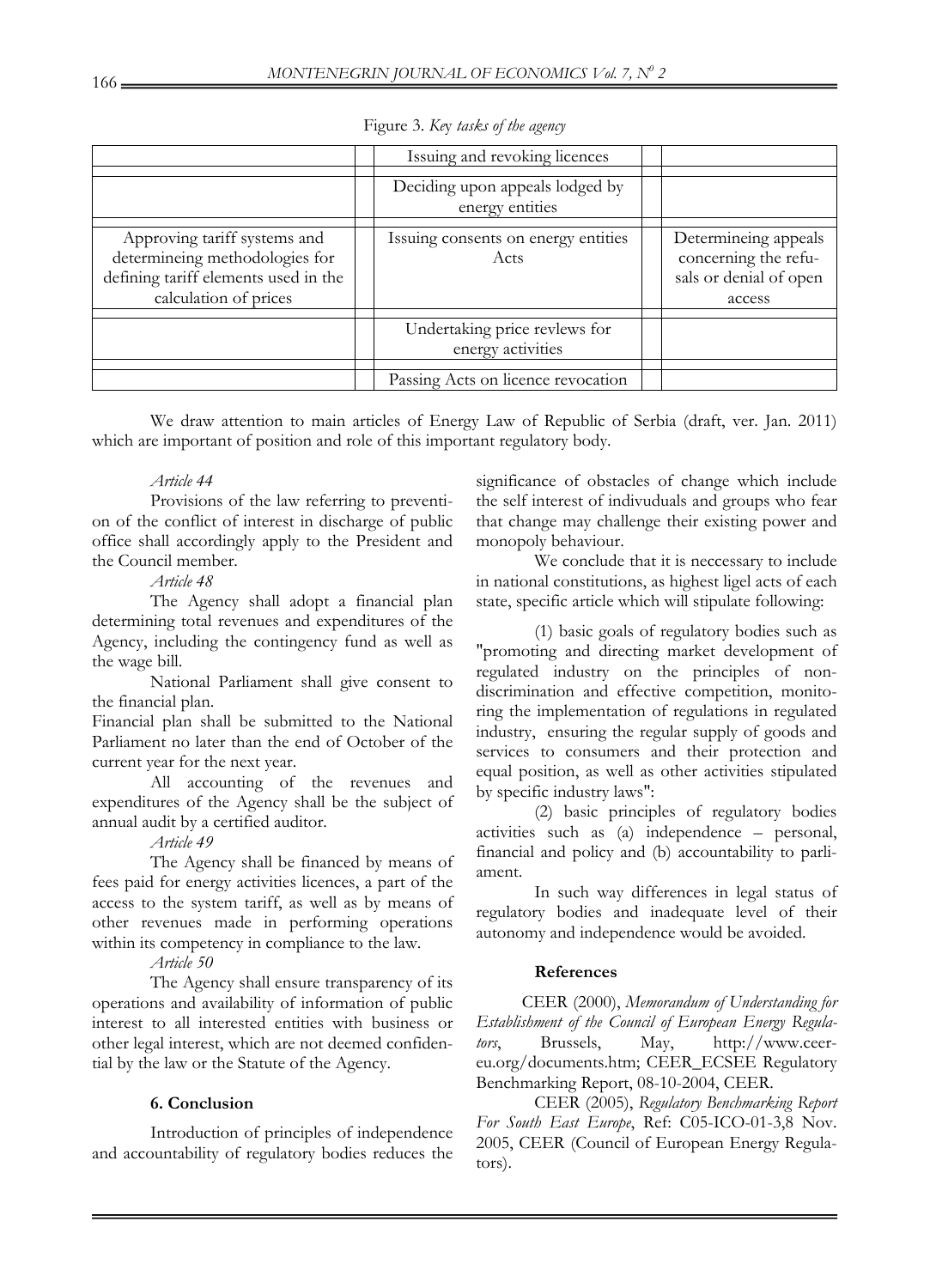Figure 3. *Key tasks of the agency*

| | | |
|---|---|---|
| | Issuing and revoking licences | |
| | Deciding upon appeals lodged by energy entities | |
| Approving tariff systems and determineing methodologies for defining tariff elements used in the calculation of prices | Issuing consents on energy entities Acts | Determineing appeals concerning the refusals or denial of open access |
| | Undertaking price revlews for energy activities | |
| | Passing Acts on licence revocation | |

We draw attention to main articles of Energy Law of Republic of Serbia (draft, ver. Jan. 2011) which are important of position and role of this important regulatory body.

*Article 44*

Provisions of the law referring to prevention of the conflict of interest in discharge of public office shall accordingly apply to the President and the Council member.

*Article 48*

The Agency shall adopt a financial plan determining total revenues and expenditures of the Agency, including the contingency fund as well as the wage bill.

National Parliament shall give consent to the financial plan.

Financial plan shall be submitted to the National Parliament no later than the end of October of the current year for the next year.

All accounting of the revenues and expenditures of the Agency shall be the subject of annual audit by a certified auditor.

*Article 49*

The Agency shall be financed by means of fees paid for energy activities licences, a part of the access to the system tariff, as well as by means of other revenues made in performing operations within its competency in compliance to the law.

*Article 50*

The Agency shall ensure transparency of its operations and availability of information of public interest to all interested entities with business or other legal interest, which are not deemed confidential by the law or the Statute of the Agency.

## 6. Conclusion

Introduction of principles of independence and accountability of regulatory bodies reduces the significance of obstacles of change which include the self interest of indivuduals and groups who fear that change may challenge their existing power and monopoly behaviour.

We conclude that it is neccessary to include in national constitutions, as highest ligel acts of each state, specific article which will stipulate following:

(1) basic goals of regulatory bodies such as "promoting and directing market development of regulated industry on the principles of non-discrimination and effective competition, monitoring the implementation of regulations in regulated industry, ensuring the regular supply of goods and services to consumers and their protection and equal position, as well as other activities stipulated by specific industry laws":

(2) basic principles of regulatory bodies activities such as (a) independence – personal, financial and policy and (b) accountability to parliament.

In such way differences in legal status of regulatory bodies and inadequate level of their autonomy and independence would be avoided.

## References

CEER (2000), *Memorandum of Understanding for Establishment of the Council of European Energy Regulators*, Brussels, May, http://www.ceer-eu.org/documents.htm; CEER_ECSEE Regulatory Benchmarking Report, 08-10-2004, CEER.

CEER (2005), *Regulatory Benchmarking Report For South East Europe*, Ref: C05-ICO-01-3,8 Nov. 2005, CEER (Council of European Energy Regulators).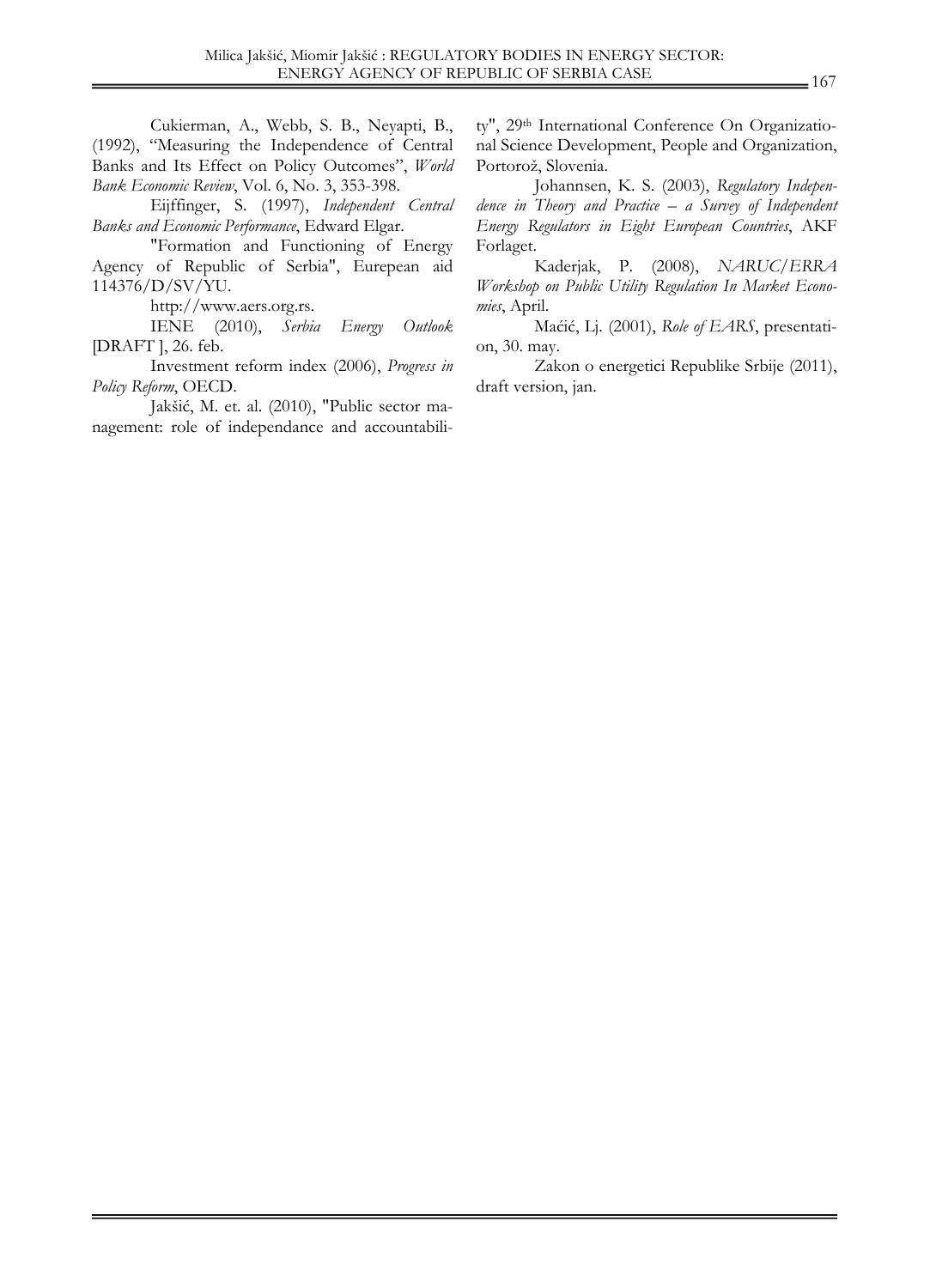Cukierman, A., Webb, S. B., Neyapti, B., (1992), "Measuring the Independence of Central Banks and Its Effect on Policy Outcomes", *World Bank Economic Review*, Vol. 6, No. 3, 353-398.

Eijffinger, S. (1997), *Independent Central Banks and Economic Performance*, Edward Elgar.

"Formation and Functioning of Energy Agency of Republic of Serbia", Eurepean aid 114376/D/SV/YU.

http://www.aers.org.rs.

IENE (2010), *Serbia Energy Outlook* [DRAFT ], 26. feb.

Investment reform index (2006), *Progress in Policy Reform*, OECD.

Jakšić, M. et. al. (2010), "Public sector management: role of independance and accountability", 29th International Conference On Organizational Science Development, People and Organization, Portorož, Slovenia.

Johannsen, K. S. (2003), *Regulatory Independence in Theory and Practice – a Survey of Independent Energy Regulators in Eight European Countries*, AKF Forlaget.

Kaderjak, P. (2008), *NARUC/ERRA Workshop on Public Utility Regulation In Market Economies*, April.

Maćić, Lj. (2001), *Role of EARS*, presentation, 30. may.

Zakon o energetici Republike Srbije (2011), draft version, jan.